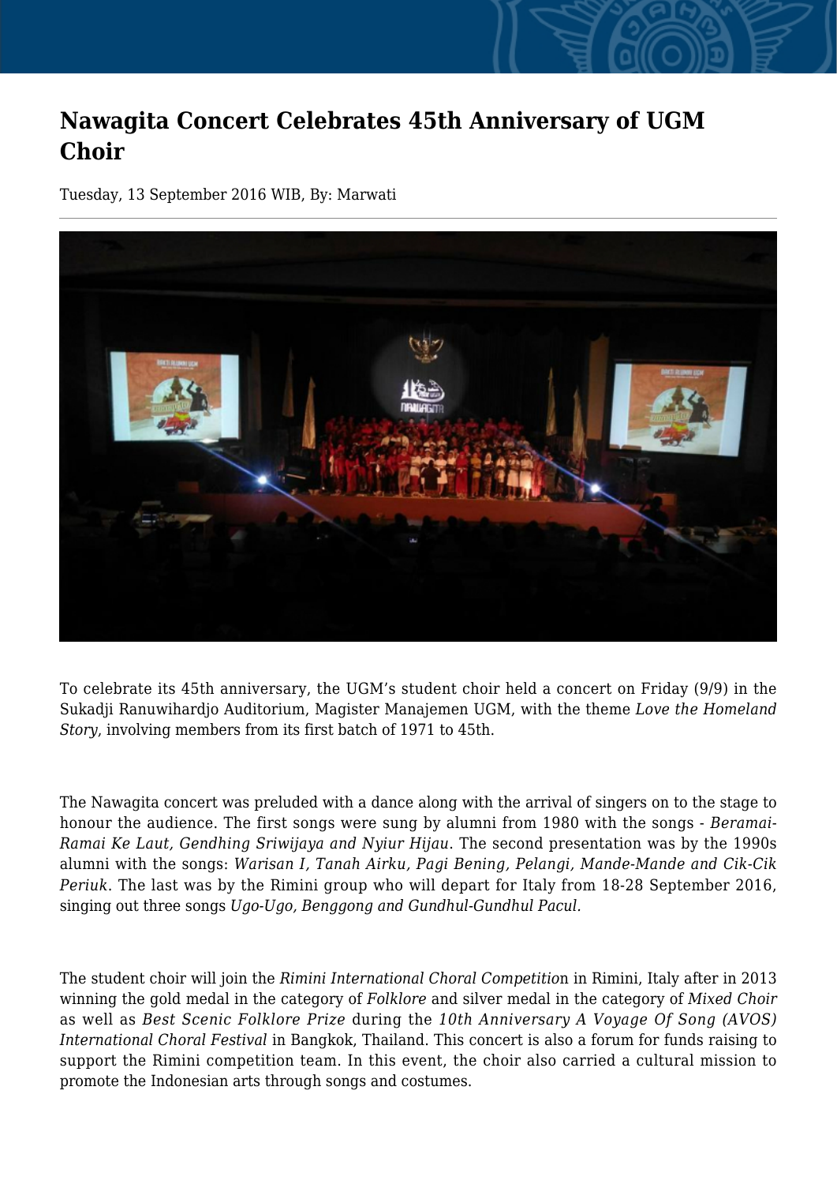# Nawagita Concert Celebrates 45th Anniversary of UGM Choir

Tuesday, 13 September 2016 WIB, By: Marwati

To celebrate its 45th anniversary, the UGM's student choir held a concert on Friday (9/9) in the Sukadji Ranuwihardjo Auditorium, Magister Manajemen UGM, with the theme *Love the Homeland Story*, involving members from its first batch of 1971 to 45th.

The Nawagita concert was preluded with a dance along with the arrival of singers on to the stage to honour the audience. The first songs were sung by alumni from 1980 with the songs - *Beramai-Ramai Ke Laut, Gendhing Sriwijaya and Nyiur Hijau*. The second presentation was by the 1990s alumni with the songs: *Warisan I, Tanah Airku, Pagi Bening, Pelangi, Mande-Mande and Cik-Cik Periuk*. The last was by the Rimini group who will depart for Italy from 18-28 September 2016, singing out three songs *Ugo-Ugo, Benggong and Gundhul-Gundhul Pacul.*

The student choir will join the *Rimini International Choral Competitio*n in Rimini, Italy after in 2013 winning the gold medal in the category of *Folklore* and silver medal in the category of *Mixed Choir* as well as *Best Scenic Folklore Prize* during the *10th Anniversary A Voyage Of Song (AVOS) International Choral Festival* in Bangkok, Thailand. This concert is also a forum for funds raising to support the Rimini competition team. In this event, the choir also carried a cultural mission to promote the Indonesian arts through songs and costumes.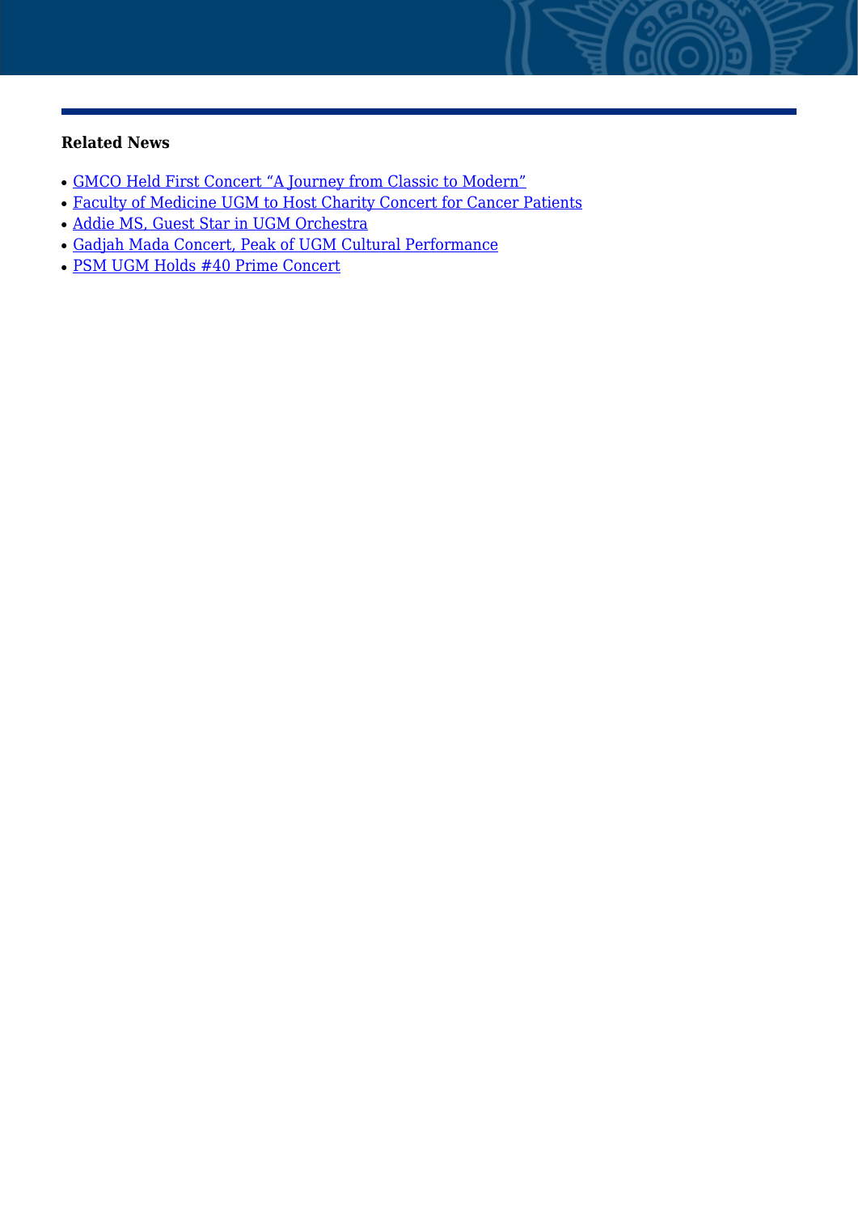### Related News

- [GMCO Held First Concert "A Journey from Classic to Modern"]()
- [Faculty of Medicine UGM to Host Charity Concert for Cancer Patients]()
- [Addie MS, Guest Star in UGM Orchestra]()
- [Gadjah Mada Concert, Peak of UGM Cultural Performance]()
- [PSM UGM Holds #40 Prime Concert]()